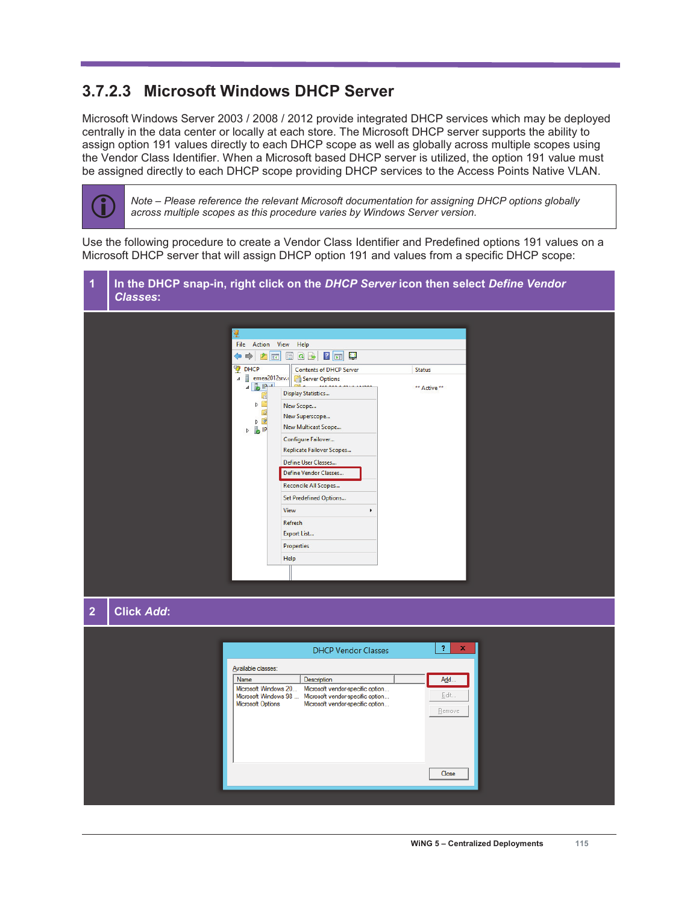### 3.7.2.3 Microsoft Windows DHCP Server

Microsoft Windows Server 2003 / 2008 / 2012 provide integrated DHCP services which may be deployed centrally in the data center or locally at each store. The Microsoft DHCP server supports the ability to assign option 191 values directly to each DHCP scope as well as globally across multiple scopes using the Vendor Class Identifier. When a Microsoft based DHCP server is utilized, the option 191 value must be assigned directly to each DHCP scope providing DHCP services to the Access Points Native VLAN.

*Note – Please reference the relevant Microsoft documentation for assigning DHCP options globally across multiple scopes as this procedure varies by Windows Server version.*

Use the following procedure to create a Vendor Class Identifier and Predefined options 191 values on a Microsoft DHCP server that will assign DHCP option 191 and values from a specific DHCP scope:

**1 In the DHCP snap-in, right click on the *DHCP Server* icon then select *Define Vendor Classes*:**

**2 Click *Add*:**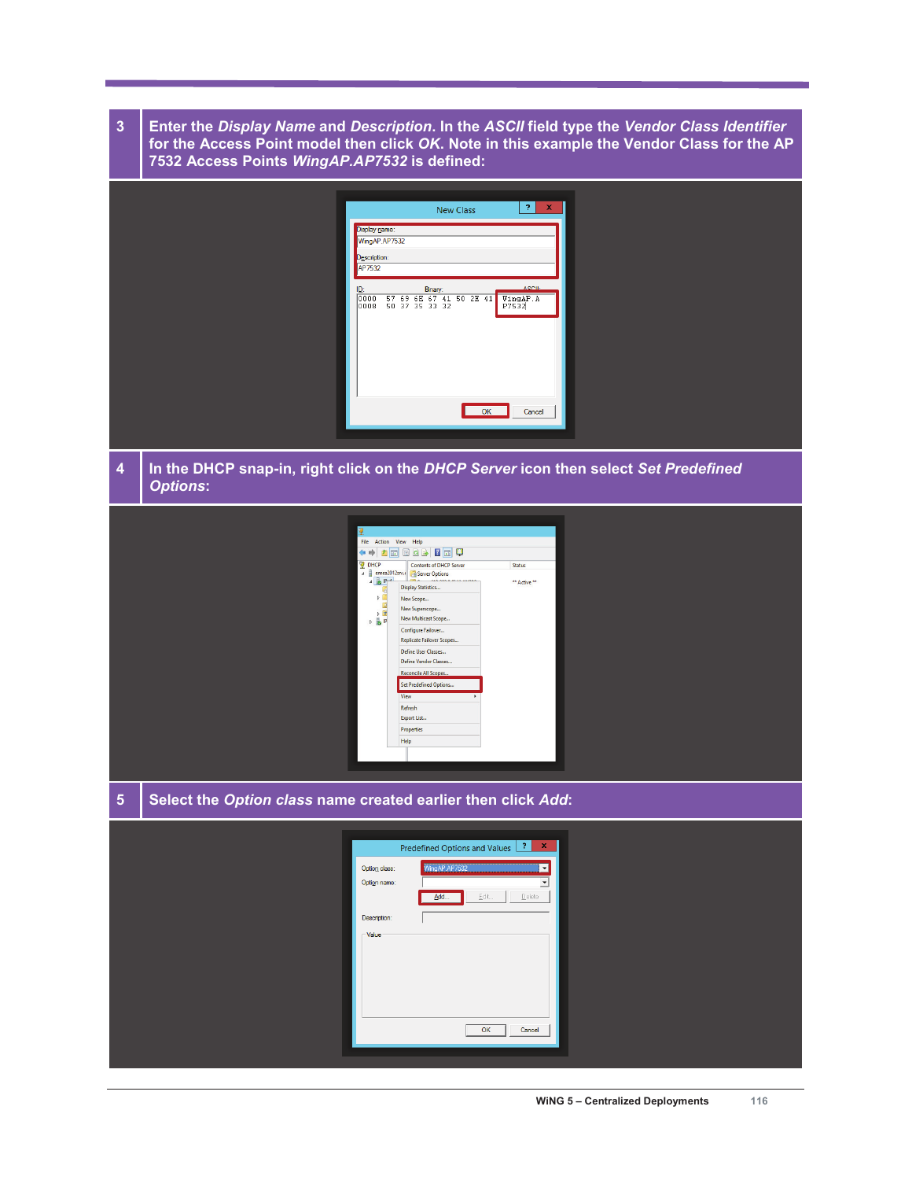| | |
|---|---|
| 3 | Enter the *Display Name* and *Description*. In the *ASCII* field type the *Vendor Class Identifier* for the Access Point model then click *OK*. Note in this example the Vendor Class for the AP 7532 Access Points *WingAP.AP7532* is defined: |
| 4 | In the DHCP snap-in, right click on the *DHCP Server* icon then select *Set Predefined Options*: |
| 5 | Select the *Option class* name created earlier then click *Add*: |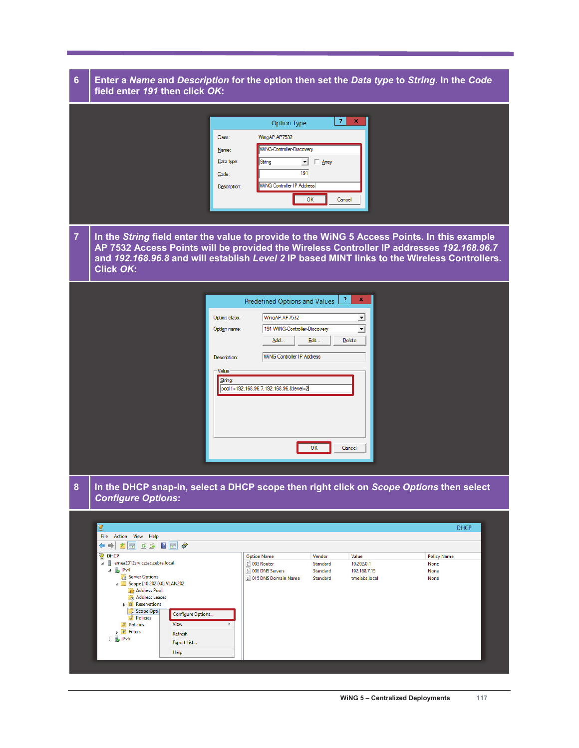| Step | Instruction |
|---|---|
| 6 | **Enter a *Name* and *Description* for the option then set the *Data type* to *String*. In the *Code* field enter *191* then click *OK*:** |
| 7 | **In the *String* field enter the value to provide to the WiNG 5 Access Points. In this example AP 7532 Access Points will be provided the Wireless Controller IP addresses *192.168.96.7* and *192.168.96.8* and will establish *Level 2* IP based MINT links to the Wireless Controllers. Click *OK*:** |
| 8 | **In the DHCP snap-in, select a DHCP scope then right click on *Scope Options* then select *Configure Options*:** |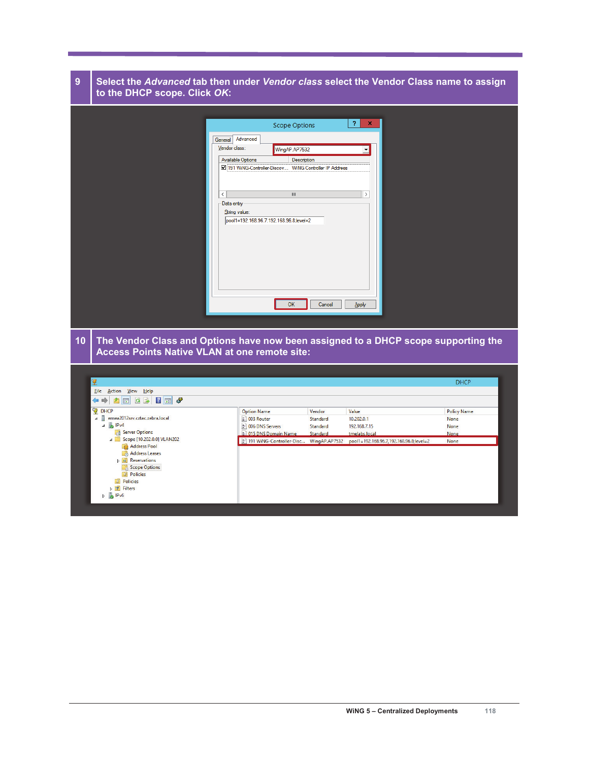**9** Select the *Advanced* tab then under *Vendor class* select the Vendor Class name to assign to the DHCP scope. Click *OK*:

**10** The Vendor Class and Options have now been assigned to a DHCP scope supporting the Access Points Native VLAN at one remote site: